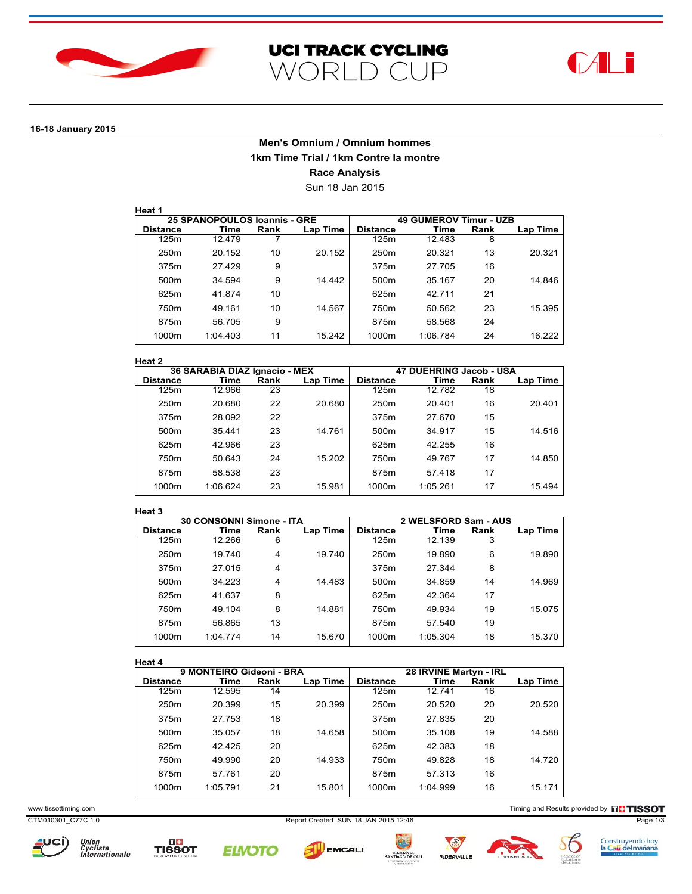# UCI TRACK CYCLING WORLD CUP

**16-18 January 2015**

## Men's Omnium / Omnium hommes

### 1km Time Trial / 1km Contre la montre

### Race Analysis

Sun 18 Jan 2015

**Heat 1**

| 25 SPANOPOULOS Ioannis - GRE | | | | 49 GUMEROV Timur - UZB | | | |
|---|---|---|---|---|---|---|---|
| Distance | Time | Rank | Lap Time | Distance | Time | Rank | Lap Time |
| 125m | 12.479 | 7 | | 125m | 12.483 | 8 | |
| 250m | 20.152 | 10 | 20.152 | 250m | 20.321 | 13 | 20.321 |
| 375m | 27.429 | 9 | | 375m | 27.705 | 16 | |
| 500m | 34.594 | 9 | 14.442 | 500m | 35.167 | 20 | 14.846 |
| 625m | 41.874 | 10 | | 625m | 42.711 | 21 | |
| 750m | 49.161 | 10 | 14.567 | 750m | 50.562 | 23 | 15.395 |
| 875m | 56.705 | 9 | | 875m | 58.568 | 24 | |
| 1000m | 1:04.403 | 11 | 15.242 | 1000m | 1:06.784 | 24 | 16.222 |

**Heat 2**

| 36 SARABIA DIAZ Ignacio - MEX | | | | 47 DUEHRING Jacob - USA | | | |
|---|---|---|---|---|---|---|---|
| Distance | Time | Rank | Lap Time | Distance | Time | Rank | Lap Time |
| 125m | 12.966 | 23 | | 125m | 12.782 | 18 | |
| 250m | 20.680 | 22 | 20.680 | 250m | 20.401 | 16 | 20.401 |
| 375m | 28.092 | 22 | | 375m | 27.670 | 15 | |
| 500m | 35.441 | 23 | 14.761 | 500m | 34.917 | 15 | 14.516 |
| 625m | 42.966 | 23 | | 625m | 42.255 | 16 | |
| 750m | 50.643 | 24 | 15.202 | 750m | 49.767 | 17 | 14.850 |
| 875m | 58.538 | 23 | | 875m | 57.418 | 17 | |
| 1000m | 1:06.624 | 23 | 15.981 | 1000m | 1:05.261 | 17 | 15.494 |

**Heat 3**

| 30 CONSONNI Simone - ITA | | | | 2 WELSFORD Sam - AUS | | | |
|---|---|---|---|---|---|---|---|
| Distance | Time | Rank | Lap Time | Distance | Time | Rank | Lap Time |
| 125m | 12.266 | 6 | | 125m | 12.139 | 3 | |
| 250m | 19.740 | 4 | 19.740 | 250m | 19.890 | 6 | 19.890 |
| 375m | 27.015 | 4 | | 375m | 27.344 | 8 | |
| 500m | 34.223 | 4 | 14.483 | 500m | 34.859 | 14 | 14.969 |
| 625m | 41.637 | 8 | | 625m | 42.364 | 17 | |
| 750m | 49.104 | 8 | 14.881 | 750m | 49.934 | 19 | 15.075 |
| 875m | 56.865 | 13 | | 875m | 57.540 | 19 | |
| 1000m | 1:04.774 | 14 | 15.670 | 1000m | 1:05.304 | 18 | 15.370 |

**Heat 4**

| 9 MONTEIRO Gideoni - BRA | | | | 28 IRVINE Martyn - IRL | | | |
|---|---|---|---|---|---|---|---|
| Distance | Time | Rank | Lap Time | Distance | Time | Rank | Lap Time |
| 125m | 12.595 | 14 | | 125m | 12.741 | 16 | |
| 250m | 20.399 | 15 | 20.399 | 250m | 20.520 | 20 | 20.520 |
| 375m | 27.753 | 18 | | 375m | 27.835 | 20 | |
| 500m | 35.057 | 18 | 14.658 | 500m | 35.108 | 19 | 14.588 |
| 625m | 42.425 | 20 | | 625m | 42.383 | 18 | |
| 750m | 49.990 | 20 | 14.933 | 750m | 49.828 | 18 | 14.720 |
| 875m | 57.761 | 20 | | 875m | 57.313 | 16 | |
| 1000m | 1:05.791 | 21 | 15.801 | 1000m | 1:04.999 | 16 | 15.171 |

www.tissottiming.com — Timing and Results provided by TISSOT

CTM010301_C77C 1.0 — Report Created SUN 18 JAN 2015 12:46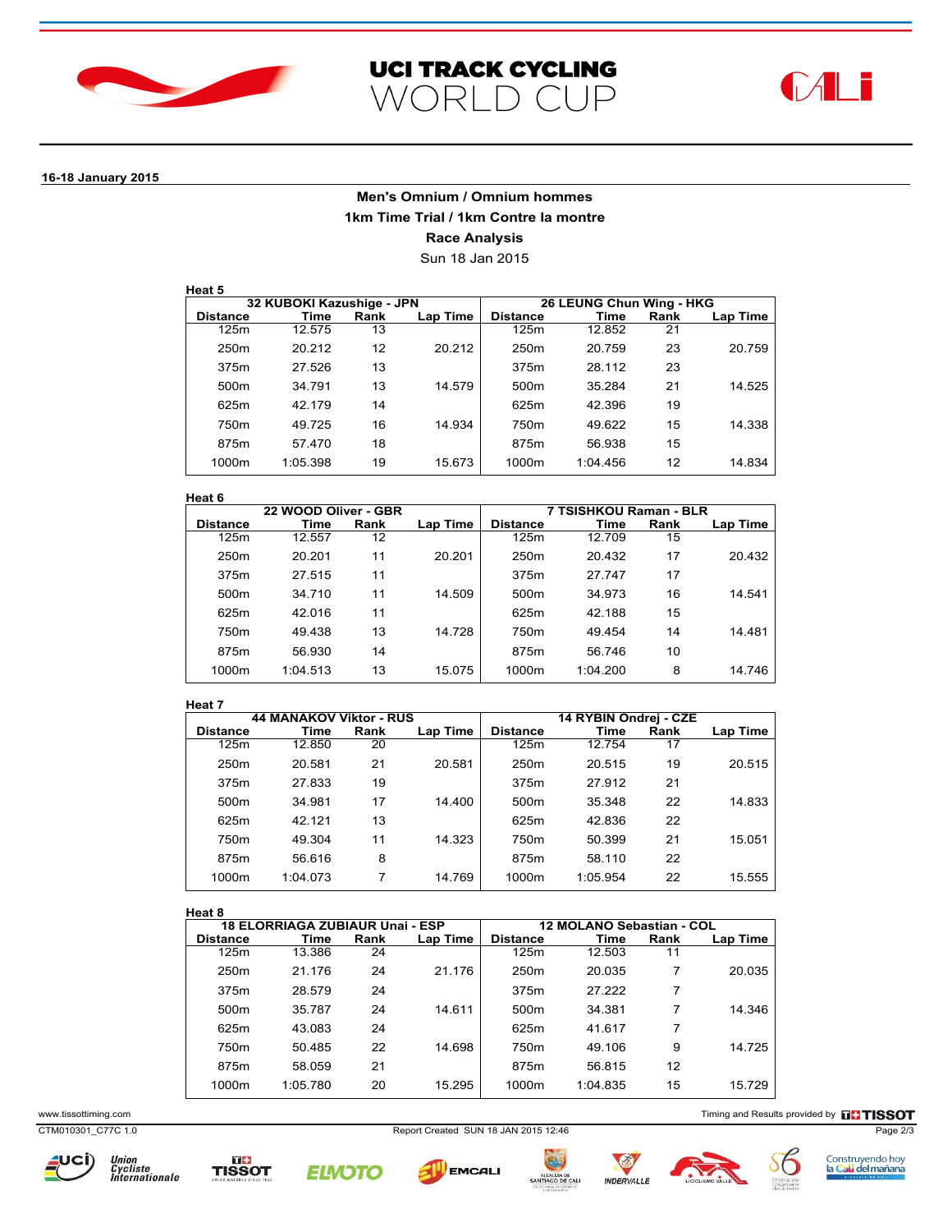UCI TRACK CYCLING WORLD CUP

**16-18 January 2015**

**Men's Omnium / Omnium hommes**

**1km Time Trial / 1km Contre la montre**

**Race Analysis**

Sun 18 Jan 2015

**Heat 5**

| 32 KUBOKI Kazushige - JPN | | | | 26 LEUNG Chun Wing - HKG | | | |
|---|---|---|---|---|---|---|---|
| Distance | Time | Rank | Lap Time | Distance | Time | Rank | Lap Time |
| 125m | 12.575 | 13 | | 125m | 12.852 | 21 | |
| 250m | 20.212 | 12 | 20.212 | 250m | 20.759 | 23 | 20.759 |
| 375m | 27.526 | 13 | | 375m | 28.112 | 23 | |
| 500m | 34.791 | 13 | 14.579 | 500m | 35.284 | 21 | 14.525 |
| 625m | 42.179 | 14 | | 625m | 42.396 | 19 | |
| 750m | 49.725 | 16 | 14.934 | 750m | 49.622 | 15 | 14.338 |
| 875m | 57.470 | 18 | | 875m | 56.938 | 15 | |
| 1000m | 1:05.398 | 19 | 15.673 | 1000m | 1:04.456 | 12 | 14.834 |

**Heat 6**

| 22 WOOD Oliver - GBR | | | | 7 TSISHKOU Raman - BLR | | | |
|---|---|---|---|---|---|---|---|
| Distance | Time | Rank | Lap Time | Distance | Time | Rank | Lap Time |
| 125m | 12.557 | 12 | | 125m | 12.709 | 15 | |
| 250m | 20.201 | 11 | 20.201 | 250m | 20.432 | 17 | 20.432 |
| 375m | 27.515 | 11 | | 375m | 27.747 | 17 | |
| 500m | 34.710 | 11 | 14.509 | 500m | 34.973 | 16 | 14.541 |
| 625m | 42.016 | 11 | | 625m | 42.188 | 15 | |
| 750m | 49.438 | 13 | 14.728 | 750m | 49.454 | 14 | 14.481 |
| 875m | 56.930 | 14 | | 875m | 56.746 | 10 | |
| 1000m | 1:04.513 | 13 | 15.075 | 1000m | 1:04.200 | 8 | 14.746 |

**Heat 7**

| 44 MANAKOV Viktor - RUS | | | | 14 RYBIN Ondrej - CZE | | | |
|---|---|---|---|---|---|---|---|
| Distance | Time | Rank | Lap Time | Distance | Time | Rank | Lap Time |
| 125m | 12.850 | 20 | | 125m | 12.754 | 17 | |
| 250m | 20.581 | 21 | 20.581 | 250m | 20.515 | 19 | 20.515 |
| 375m | 27.833 | 19 | | 375m | 27.912 | 21 | |
| 500m | 34.981 | 17 | 14.400 | 500m | 35.348 | 22 | 14.833 |
| 625m | 42.121 | 13 | | 625m | 42.836 | 22 | |
| 750m | 49.304 | 11 | 14.323 | 750m | 50.399 | 21 | 15.051 |
| 875m | 56.616 | 8 | | 875m | 58.110 | 22 | |
| 1000m | 1:04.073 | 7 | 14.769 | 1000m | 1:05.954 | 22 | 15.555 |

**Heat 8**

| 18 ELORRIAGA ZUBIAUR Unai - ESP | | | | 12 MOLANO Sebastian - COL | | | |
|---|---|---|---|---|---|---|---|
| Distance | Time | Rank | Lap Time | Distance | Time | Rank | Lap Time |
| 125m | 13.386 | 24 | | 125m | 12.503 | 11 | |
| 250m | 21.176 | 24 | 21.176 | 250m | 20.035 | 7 | 20.035 |
| 375m | 28.579 | 24 | | 375m | 27.222 | 7 | |
| 500m | 35.787 | 24 | 14.611 | 500m | 34.381 | 7 | 14.346 |
| 625m | 43.083 | 24 | | 625m | 41.617 | 7 | |
| 750m | 50.485 | 22 | 14.698 | 750m | 49.106 | 9 | 14.725 |
| 875m | 58.059 | 21 | | 875m | 56.815 | 12 | |
| 1000m | 1:05.780 | 20 | 15.295 | 1000m | 1:04.835 | 15 | 15.729 |

www.tissottiming.com — Timing and Results provided by TISSOT

CTM010301_C77C 1.0 — Report Created SUN 18 JAN 2015 12:46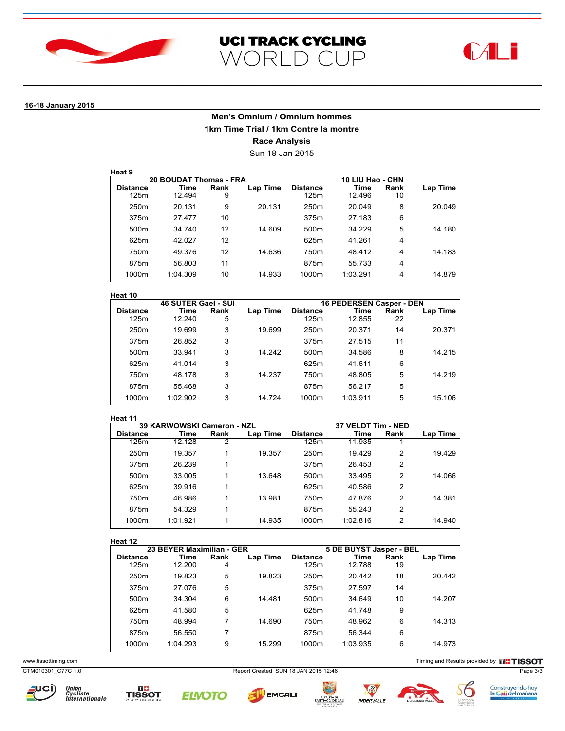# UCI TRACK CYCLING WORLD CUP

**16-18 January 2015**

## Men's Omnium / Omnium hommes

### 1km Time Trial / 1km Contre la montre

### Race Analysis

Sun 18 Jan 2015

**Heat 9**

| 20 BOUDAT Thomas - FRA | | | | 10 LIU Hao - CHN | | | |
|---|---|---|---|---|---|---|---|
| Distance | Time | Rank | Lap Time | Distance | Time | Rank | Lap Time |
| 125m | 12.494 | 9 | | 125m | 12.496 | 10 | |
| 250m | 20.131 | 9 | 20.131 | 250m | 20.049 | 8 | 20.049 |
| 375m | 27.477 | 10 | | 375m | 27.183 | 6 | |
| 500m | 34.740 | 12 | 14.609 | 500m | 34.229 | 5 | 14.180 |
| 625m | 42.027 | 12 | | 625m | 41.261 | 4 | |
| 750m | 49.376 | 12 | 14.636 | 750m | 48.412 | 4 | 14.183 |
| 875m | 56.803 | 11 | | 875m | 55.733 | 4 | |
| 1000m | 1:04.309 | 10 | 14.933 | 1000m | 1:03.291 | 4 | 14.879 |

**Heat 10**

| 46 SUTER Gael - SUI | | | | 16 PEDERSEN Casper - DEN | | | |
|---|---|---|---|---|---|---|---|
| Distance | Time | Rank | Lap Time | Distance | Time | Rank | Lap Time |
| 125m | 12.240 | 5 | | 125m | 12.855 | 22 | |
| 250m | 19.699 | 3 | 19.699 | 250m | 20.371 | 14 | 20.371 |
| 375m | 26.852 | 3 | | 375m | 27.515 | 11 | |
| 500m | 33.941 | 3 | 14.242 | 500m | 34.586 | 8 | 14.215 |
| 625m | 41.014 | 3 | | 625m | 41.611 | 6 | |
| 750m | 48.178 | 3 | 14.237 | 750m | 48.805 | 5 | 14.219 |
| 875m | 55.468 | 3 | | 875m | 56.217 | 5 | |
| 1000m | 1:02.902 | 3 | 14.724 | 1000m | 1:03.911 | 5 | 15.106 |

**Heat 11**

| 39 KARWOWSKI Cameron - NZL | | | | 37 VELDT Tim - NED | | | |
|---|---|---|---|---|---|---|---|
| Distance | Time | Rank | Lap Time | Distance | Time | Rank | Lap Time |
| 125m | 12.128 | 2 | | 125m | 11.935 | 1 | |
| 250m | 19.357 | 1 | 19.357 | 250m | 19.429 | 2 | 19.429 |
| 375m | 26.239 | 1 | | 375m | 26.453 | 2 | |
| 500m | 33.005 | 1 | 13.648 | 500m | 33.495 | 2 | 14.066 |
| 625m | 39.916 | 1 | | 625m | 40.586 | 2 | |
| 750m | 46.986 | 1 | 13.981 | 750m | 47.876 | 2 | 14.381 |
| 875m | 54.329 | 1 | | 875m | 55.243 | 2 | |
| 1000m | 1:01.921 | 1 | 14.935 | 1000m | 1:02.816 | 2 | 14.940 |

**Heat 12**

| 23 BEYER Maximilian - GER | | | | 5 DE BUYST Jasper - BEL | | | |
|---|---|---|---|---|---|---|---|
| Distance | Time | Rank | Lap Time | Distance | Time | Rank | Lap Time |
| 125m | 12.200 | 4 | | 125m | 12.788 | 19 | |
| 250m | 19.823 | 5 | 19.823 | 250m | 20.442 | 18 | 20.442 |
| 375m | 27.076 | 5 | | 375m | 27.597 | 14 | |
| 500m | 34.304 | 6 | 14.481 | 500m | 34.649 | 10 | 14.207 |
| 625m | 41.580 | 5 | | 625m | 41.748 | 9 | |
| 750m | 48.994 | 7 | 14.690 | 750m | 48.962 | 6 | 14.313 |
| 875m | 56.550 | 7 | | 875m | 56.344 | 6 | |
| 1000m | 1:04.293 | 9 | 15.299 | 1000m | 1:03.935 | 6 | 14.973 |

www.tissottiming.com

Timing and Results provided by TISSOT

CTM010301_C77C 1.0

Report Created SUN 18 JAN 2015 12:46